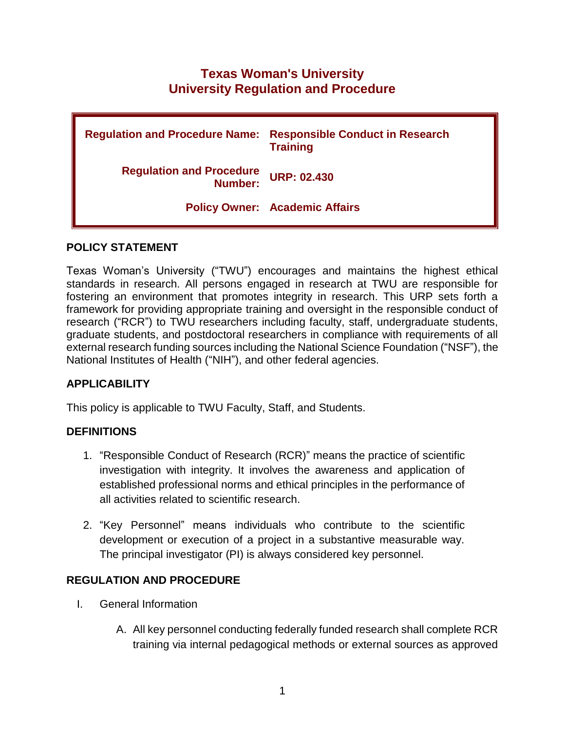# Texas Woman's University
# University Regulation and Procedure

| | |
|---|---|
| **Regulation and Procedure Name:** | **Responsible Conduct in Research Training** |
| **Regulation and Procedure Number:** | **URP: 02.430** |
| **Policy Owner:** | **Academic Affairs** |

## POLICY STATEMENT

Texas Woman's University ("TWU") encourages and maintains the highest ethical standards in research. All persons engaged in research at TWU are responsible for fostering an environment that promotes integrity in research. This URP sets forth a framework for providing appropriate training and oversight in the responsible conduct of research ("RCR") to TWU researchers including faculty, staff, undergraduate students, graduate students, and postdoctoral researchers in compliance with requirements of all external research funding sources including the National Science Foundation ("NSF"), the National Institutes of Health ("NIH"), and other federal agencies.

## APPLICABILITY

This policy is applicable to TWU Faculty, Staff, and Students.

## DEFINITIONS

1. "Responsible Conduct of Research (RCR)" means the practice of scientific investigation with integrity. It involves the awareness and application of established professional norms and ethical principles in the performance of all activities related to scientific research.

2. "Key Personnel" means individuals who contribute to the scientific development or execution of a project in a substantive measurable way. The principal investigator (PI) is always considered key personnel.

## REGULATION AND PROCEDURE

I. General Information

   A. All key personnel conducting federally funded research shall complete RCR training via internal pedagogical methods or external sources as approved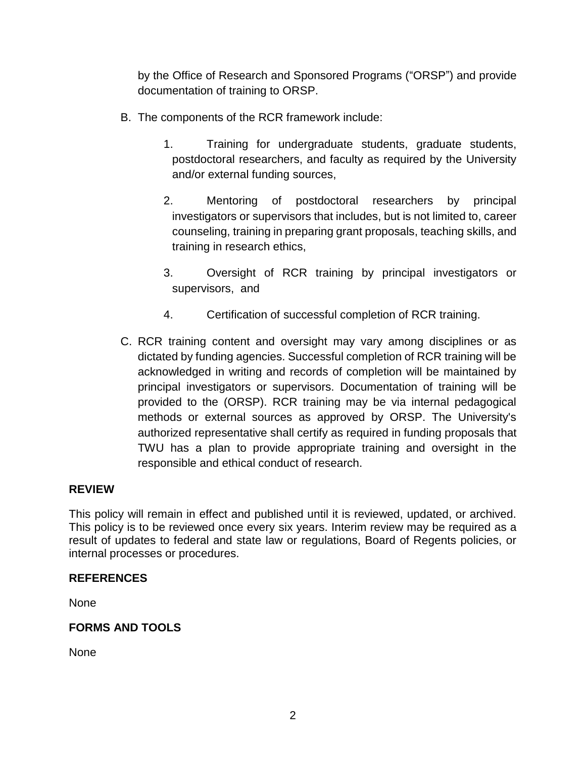by the Office of Research and Sponsored Programs (“ORSP”) and provide documentation of training to ORSP.

B. The components of the RCR framework include:

   1. Training for undergraduate students, graduate students, postdoctoral researchers, and faculty as required by the University and/or external funding sources,

   2. Mentoring of postdoctoral researchers by principal investigators or supervisors that includes, but is not limited to, career counseling, training in preparing grant proposals, teaching skills, and training in research ethics,

   3. Oversight of RCR training by principal investigators or supervisors, and

   4. Certification of successful completion of RCR training.

C. RCR training content and oversight may vary among disciplines or as dictated by funding agencies. Successful completion of RCR training will be acknowledged in writing and records of completion will be maintained by principal investigators or supervisors. Documentation of training will be provided to the (ORSP). RCR training may be via internal pedagogical methods or external sources as approved by ORSP. The University's authorized representative shall certify as required in funding proposals that TWU has a plan to provide appropriate training and oversight in the responsible and ethical conduct of research.

## REVIEW

This policy will remain in effect and published until it is reviewed, updated, or archived. This policy is to be reviewed once every six years. Interim review may be required as a result of updates to federal and state law or regulations, Board of Regents policies, or internal processes or procedures.

## REFERENCES

None

## FORMS AND TOOLS

None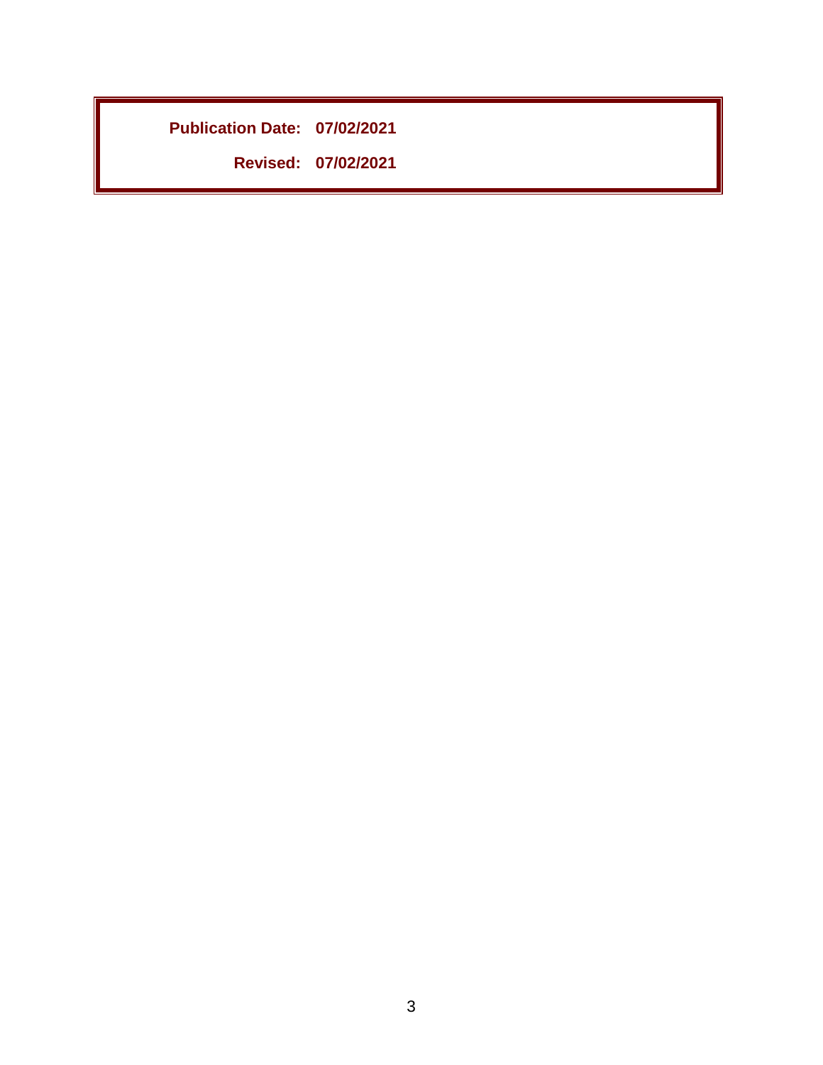**Publication Date: 07/02/2021**

**Revised: 07/02/2021**